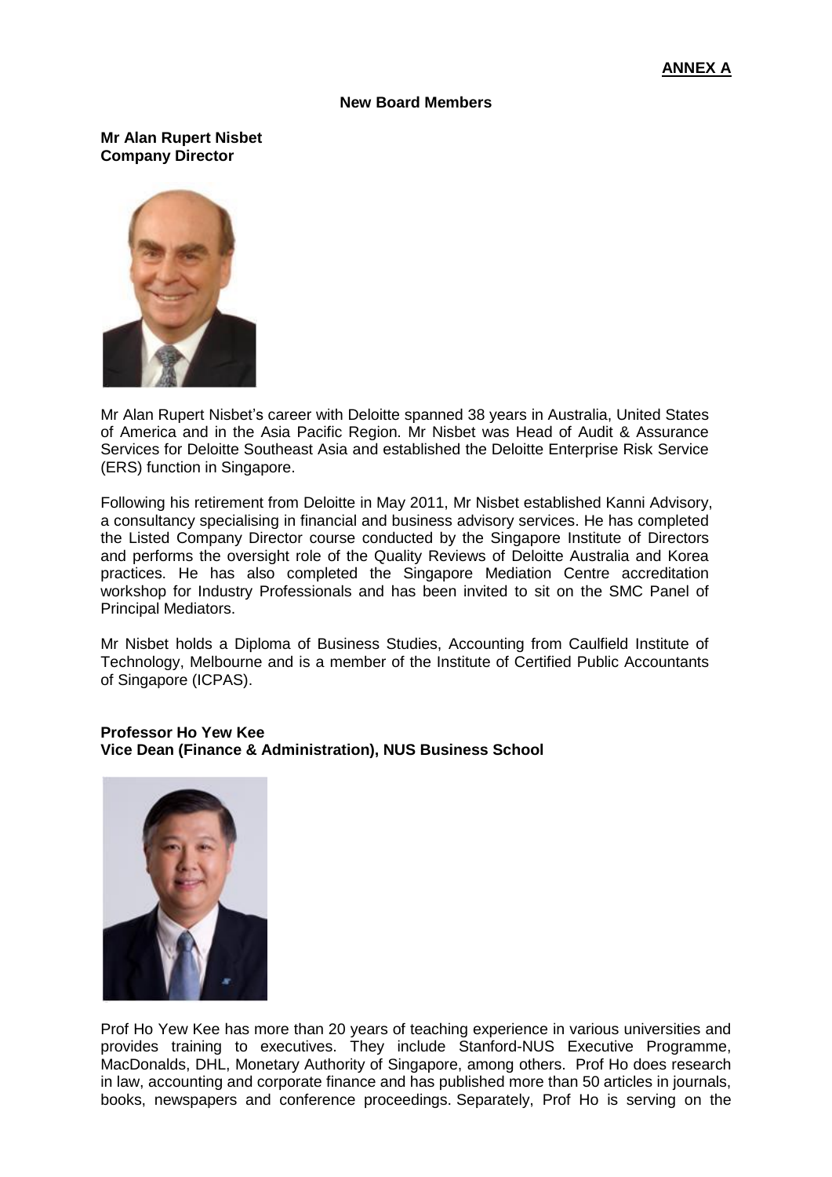**ANNEX A**

**New Board Members**

**Mr Alan Rupert Nisbet**
**Company Director**

Mr Alan Rupert Nisbet's career with Deloitte spanned 38 years in Australia, United States of America and in the Asia Pacific Region. Mr Nisbet was Head of Audit & Assurance Services for Deloitte Southeast Asia and established the Deloitte Enterprise Risk Service (ERS) function in Singapore.

Following his retirement from Deloitte in May 2011, Mr Nisbet established Kanni Advisory, a consultancy specialising in financial and business advisory services. He has completed the Listed Company Director course conducted by the Singapore Institute of Directors and performs the oversight role of the Quality Reviews of Deloitte Australia and Korea practices. He has also completed the Singapore Mediation Centre accreditation workshop for Industry Professionals and has been invited to sit on the SMC Panel of Principal Mediators.

Mr Nisbet holds a Diploma of Business Studies, Accounting from Caulfield Institute of Technology, Melbourne and is a member of the Institute of Certified Public Accountants of Singapore (ICPAS).

**Professor Ho Yew Kee**
**Vice Dean (Finance & Administration), NUS Business School**

Prof Ho Yew Kee has more than 20 years of teaching experience in various universities and provides training to executives. They include Stanford-NUS Executive Programme, MacDonalds, DHL, Monetary Authority of Singapore, among others. Prof Ho does research in law, accounting and corporate finance and has published more than 50 articles in journals, books, newspapers and conference proceedings. Separately, Prof Ho is serving on the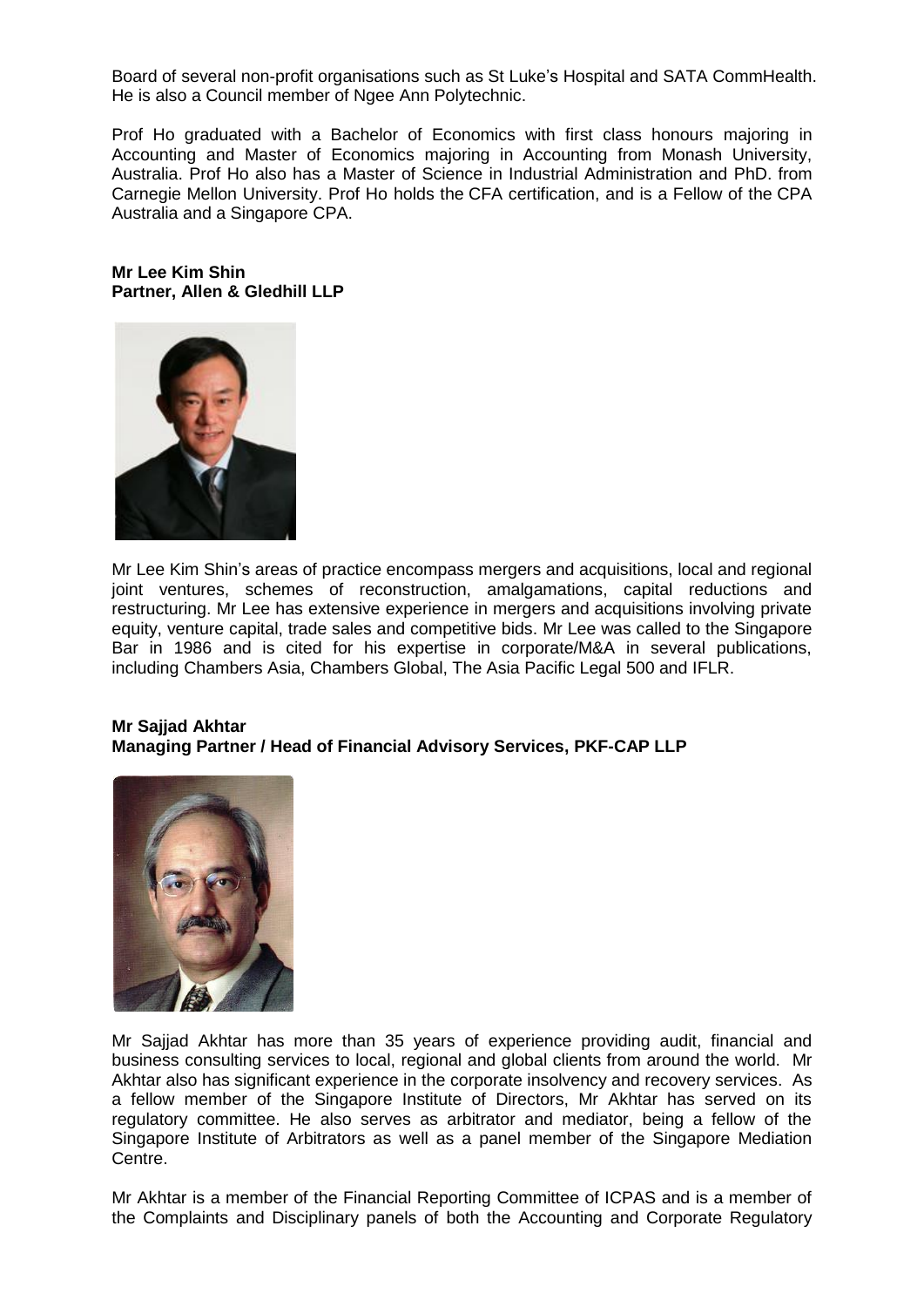Board of several non-profit organisations such as St Luke's Hospital and SATA CommHealth. He is also a Council member of Ngee Ann Polytechnic.

Prof Ho graduated with a Bachelor of Economics with first class honours majoring in Accounting and Master of Economics majoring in Accounting from Monash University, Australia. Prof Ho also has a Master of Science in Industrial Administration and PhD. from Carnegie Mellon University. Prof Ho holds the CFA certification, and is a Fellow of the CPA Australia and a Singapore CPA.

**Mr Lee Kim Shin**
**Partner, Allen & Gledhill LLP**

Mr Lee Kim Shin's areas of practice encompass mergers and acquisitions, local and regional joint ventures, schemes of reconstruction, amalgamations, capital reductions and restructuring. Mr Lee has extensive experience in mergers and acquisitions involving private equity, venture capital, trade sales and competitive bids. Mr Lee was called to the Singapore Bar in 1986 and is cited for his expertise in corporate/M&A in several publications, including Chambers Asia, Chambers Global, The Asia Pacific Legal 500 and IFLR.

**Mr Sajjad Akhtar**
**Managing Partner / Head of Financial Advisory Services, PKF-CAP LLP**

Mr Sajjad Akhtar has more than 35 years of experience providing audit, financial and business consulting services to local, regional and global clients from around the world. Mr Akhtar also has significant experience in the corporate insolvency and recovery services. As a fellow member of the Singapore Institute of Directors, Mr Akhtar has served on its regulatory committee. He also serves as arbitrator and mediator, being a fellow of the Singapore Institute of Arbitrators as well as a panel member of the Singapore Mediation Centre.

Mr Akhtar is a member of the Financial Reporting Committee of ICPAS and is a member of the Complaints and Disciplinary panels of both the Accounting and Corporate Regulatory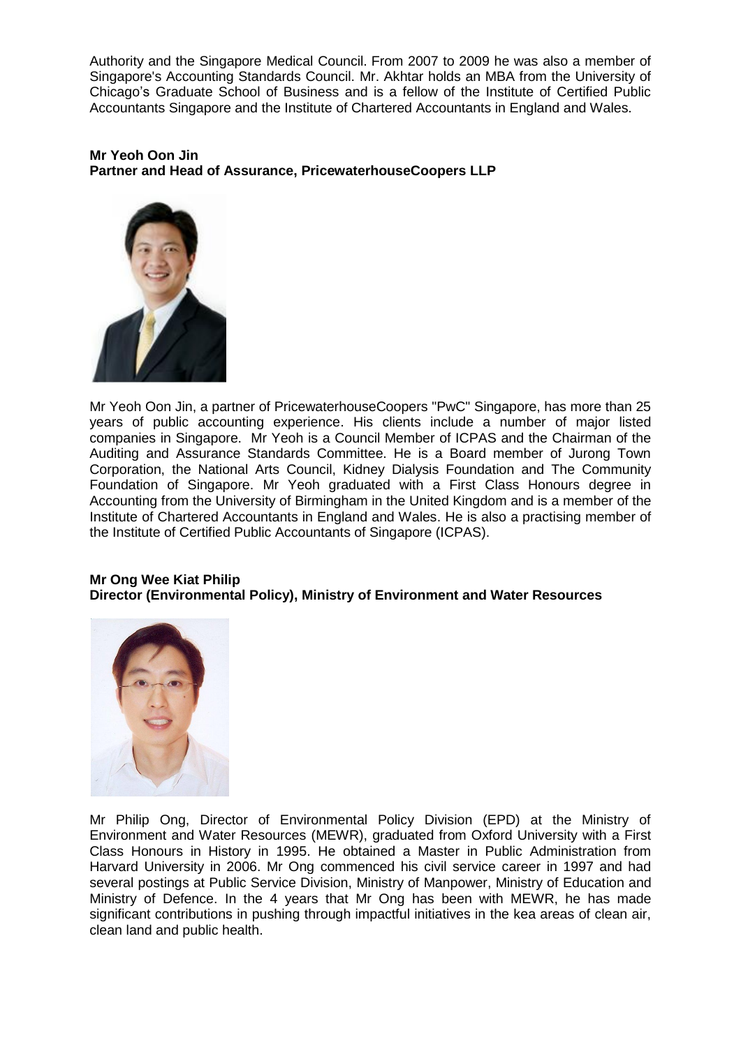Authority and the Singapore Medical Council. From 2007 to 2009 he was also a member of Singapore's Accounting Standards Council. Mr. Akhtar holds an MBA from the University of Chicago's Graduate School of Business and is a fellow of the Institute of Certified Public Accountants Singapore and the Institute of Chartered Accountants in England and Wales.

**Mr Yeoh Oon Jin**
**Partner and Head of Assurance, PricewaterhouseCoopers LLP**

Mr Yeoh Oon Jin, a partner of PricewaterhouseCoopers "PwC" Singapore, has more than 25 years of public accounting experience. His clients include a number of major listed companies in Singapore. Mr Yeoh is a Council Member of ICPAS and the Chairman of the Auditing and Assurance Standards Committee. He is a Board member of Jurong Town Corporation, the National Arts Council, Kidney Dialysis Foundation and The Community Foundation of Singapore. Mr Yeoh graduated with a First Class Honours degree in Accounting from the University of Birmingham in the United Kingdom and is a member of the Institute of Chartered Accountants in England and Wales. He is also a practising member of the Institute of Certified Public Accountants of Singapore (ICPAS).

**Mr Ong Wee Kiat Philip**
**Director (Environmental Policy), Ministry of Environment and Water Resources**

Mr Philip Ong, Director of Environmental Policy Division (EPD) at the Ministry of Environment and Water Resources (MEWR), graduated from Oxford University with a First Class Honours in History in 1995. He obtained a Master in Public Administration from Harvard University in 2006. Mr Ong commenced his civil service career in 1997 and had several postings at Public Service Division, Ministry of Manpower, Ministry of Education and Ministry of Defence. In the 4 years that Mr Ong has been with MEWR, he has made significant contributions in pushing through impactful initiatives in the kea areas of clean air, clean land and public health.